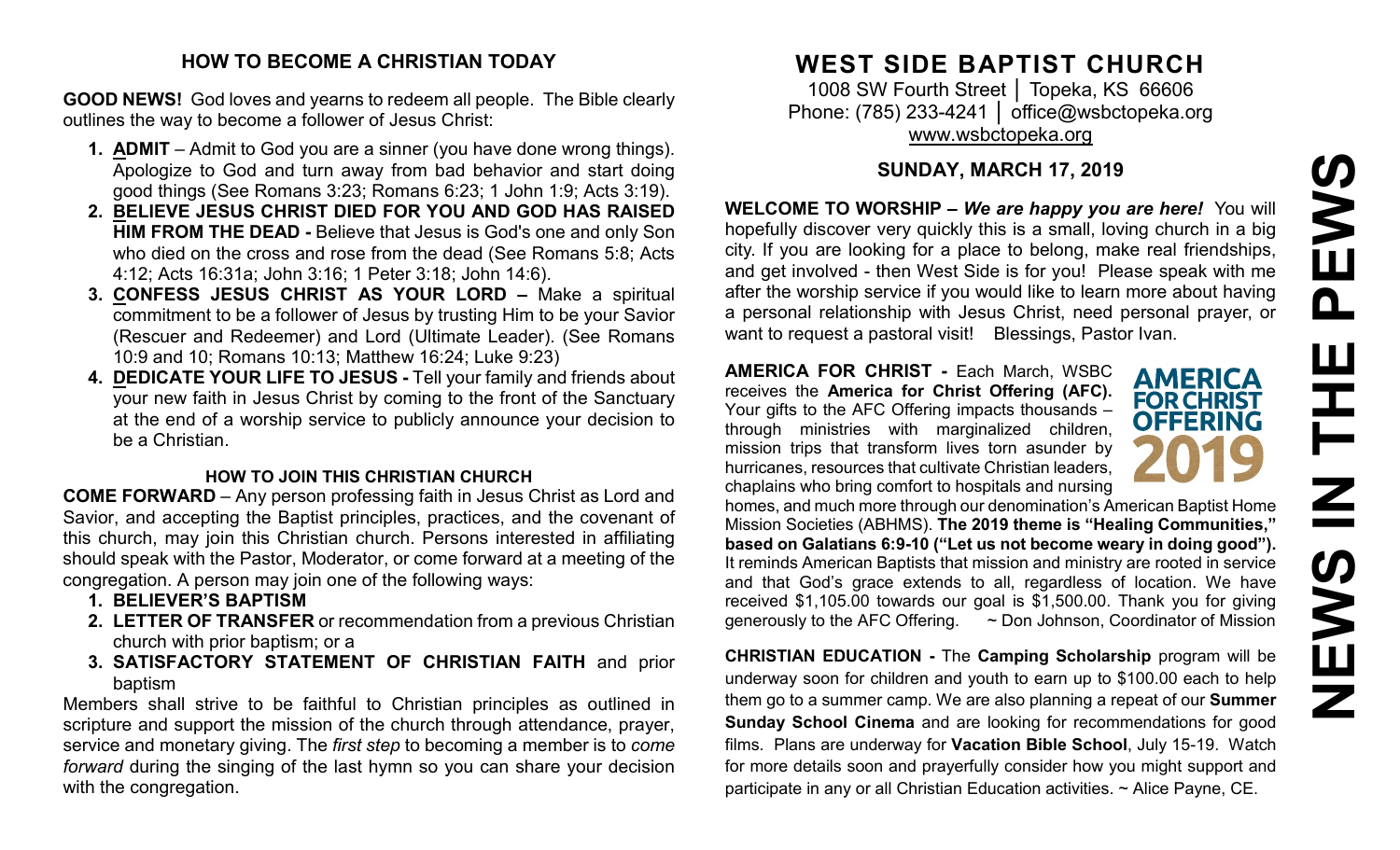## HOW TO BECOME A CHRISTIAN TODAY

**GOOD NEWS!** God loves and yearns to redeem all people. The Bible clearly outlines the way to become a follower of Jesus Christ:

1. **ADMIT** – Admit to God you are a sinner (you have done wrong things). Apologize to God and turn away from bad behavior and start doing good things (See Romans 3:23; Romans 6:23; 1 John 1:9; Acts 3:19).
2. **BELIEVE JESUS CHRIST DIED FOR YOU AND GOD HAS RAISED HIM FROM THE DEAD -** Believe that Jesus is God's one and only Son who died on the cross and rose from the dead (See Romans 5:8; Acts 4:12; Acts 16:31a; John 3:16; 1 Peter 3:18; John 14:6).
3. **CONFESS JESUS CHRIST AS YOUR LORD –** Make a spiritual commitment to be a follower of Jesus by trusting Him to be your Savior (Rescuer and Redeemer) and Lord (Ultimate Leader). (See Romans 10:9 and 10; Romans 10:13; Matthew 16:24; Luke 9:23)
4. **DEDICATE YOUR LIFE TO JESUS -** Tell your family and friends about your new faith in Jesus Christ by coming to the front of the Sanctuary at the end of a worship service to publicly announce your decision to be a Christian.

### HOW TO JOIN THIS CHRISTIAN CHURCH

**COME FORWARD** – Any person professing faith in Jesus Christ as Lord and Savior, and accepting the Baptist principles, practices, and the covenant of this church, may join this Christian church. Persons interested in affiliating should speak with the Pastor, Moderator, or come forward at a meeting of the congregation. A person may join one of the following ways:

1. **BELIEVER'S BAPTISM**
2. **LETTER OF TRANSFER** or recommendation from a previous Christian church with prior baptism; or a
3. **SATISFACTORY STATEMENT OF CHRISTIAN FAITH** and prior baptism

Members shall strive to be faithful to Christian principles as outlined in scripture and support the mission of the church through attendance, prayer, service and monetary giving. The *first step* to becoming a member is to *come forward* during the singing of the last hymn so you can share your decision with the congregation.

# WEST SIDE BAPTIST CHURCH

1008 SW Fourth Street │ Topeka, KS 66606
Phone: (785) 233-4241 │ office@wsbctopeka.org
www.wsbctopeka.org

## SUNDAY, MARCH 17, 2019

**WELCOME TO WORSHIP –** ***We are happy you are here!*** You will hopefully discover very quickly this is a small, loving church in a big city. If you are looking for a place to belong, make real friendships, and get involved - then West Side is for you! Please speak with me after the worship service if you would like to learn more about having a personal relationship with Jesus Christ, need personal prayer, or want to request a pastoral visit! Blessings, Pastor Ivan.

**AMERICA FOR CHRIST -** Each March, WSBC receives the **America for Christ Offering (AFC).** Your gifts to the AFC Offering impacts thousands – through ministries with marginalized children, mission trips that transform lives torn asunder by hurricanes, resources that cultivate Christian leaders, chaplains who bring comfort to hospitals and nursing homes, and much more through our denomination's American Baptist Home Mission Societies (ABHMS). **The 2019 theme is "Healing Communities," based on Galatians 6:9-10 ("Let us not become weary in doing good").** It reminds American Baptists that mission and ministry are rooted in service and that God's grace extends to all, regardless of location. We have received $1,105.00 towards our goal is $1,500.00. Thank you for giving generously to the AFC Offering. ~ Don Johnson, Coordinator of Mission

AMERICA FOR CHRIST OFFERING 2019

**CHRISTIAN EDUCATION -** The **Camping Scholarship** program will be underway soon for children and youth to earn up to $100.00 each to help them go to a summer camp. We are also planning a repeat of our **Summer Sunday School Cinema** and are looking for recommendations for good films. Plans are underway for **Vacation Bible School**, July 15-19. Watch for more details soon and prayerfully consider how you might support and participate in any or all Christian Education activities. ~ Alice Payne, CE.

# NEWS IN THE PEWS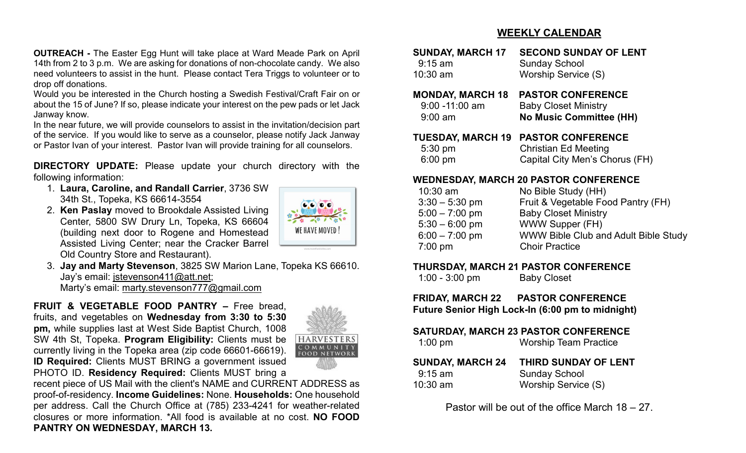**OUTREACH -** The Easter Egg Hunt will take place at Ward Meade Park on April 14th from 2 to 3 p.m. We are asking for donations of non-chocolate candy. We also need volunteers to assist in the hunt. Please contact Tera Triggs to volunteer or to drop off donations.

Would you be interested in the Church hosting a Swedish Festival/Craft Fair on or about the 15 of June? If so, please indicate your interest on the pew pads or let Jack Janway know.

In the near future, we will provide counselors to assist in the invitation/decision part of the service. If you would like to serve as a counselor, please notify Jack Janway or Pastor Ivan of your interest. Pastor Ivan will provide training for all counselors.

**DIRECTORY UPDATE:** Please update your church directory with the following information:

1. **Laura, Caroline, and Randall Carrier**, 3736 SW 34th St., Topeka, KS 66614-3554
2. **Ken Paslay** moved to Brookdale Assisted Living Center, 5800 SW Drury Ln, Topeka, KS 66604 (building next door to Rogene and Homestead Assisted Living Center; near the Cracker Barrel Old Country Store and Restaurant).
3. **Jay and Marty Stevenson**, 3825 SW Marion Lane, Topeka KS 66610. Jay's email: jstevenson411@att.net; Marty's email: marty.stevenson777@gmail.com

**FRUIT & VEGETABLE FOOD PANTRY –** Free bread, fruits, and vegetables on **Wednesday from 3:30 to 5:30 pm,** while supplies last at West Side Baptist Church, 1008 SW 4th St, Topeka. **Program Eligibility:** Clients must be currently living in the Topeka area (zip code 66601-66619). **ID Required:** Clients MUST BRING a government issued PHOTO ID. **Residency Required:** Clients MUST bring a recent piece of US Mail with the client's NAME and CURRENT ADDRESS as proof-of-residency. **Income Guidelines:** None. **Households:** One household per address. Call the Church Office at (785) 233-4241 for weather-related closures or more information. *All food is available at no cost. **NO FOOD PANTRY ON WEDNESDAY, MARCH 13.**

## WEEKLY CALENDAR

**SUNDAY, MARCH 17 — SECOND SUNDAY OF LENT**

| | |
|---|---|
| 9:15 am | Sunday School |
| 10:30 am | Worship Service (S) |

**MONDAY, MARCH 18 — PASTOR CONFERENCE**

| | |
|---|---|
| 9:00 -11:00 am | Baby Closet Ministry |
| 9:00 am | **No Music Committee (HH)** |

**TUESDAY, MARCH 19 — PASTOR CONFERENCE**

| | |
|---|---|
| 5:30 pm | Christian Ed Meeting |
| 6:00 pm | Capital City Men's Chorus (FH) |

**WEDNESDAY, MARCH 20 PASTOR CONFERENCE**

| | |
|---|---|
| 10:30 am | No Bible Study (HH) |
| 3:30 – 5:30 pm | Fruit & Vegetable Food Pantry (FH) |
| 5:00 – 7:00 pm | Baby Closet Ministry |
| 5:30 – 6:00 pm | WWW Supper (FH) |
| 6:00 – 7:00 pm | WWW Bible Club and Adult Bible Study |
| 7:00 pm | Choir Practice |

**THURSDAY, MARCH 21 PASTOR CONFERENCE**

| | |
|---|---|
| 1:00 - 3:00 pm | Baby Closet |

**FRIDAY, MARCH 22 — PASTOR CONFERENCE**
**Future Senior High Lock-In (6:00 pm to midnight)**

**SATURDAY, MARCH 23 PASTOR CONFERENCE**

| | |
|---|---|
| 1:00 pm | Worship Team Practice |

**SUNDAY, MARCH 24 — THIRD SUNDAY OF LENT**

| | |
|---|---|
| 9:15 am | Sunday School |
| 10:30 am | Worship Service (S) |

Pastor will be out of the office March 18 – 27.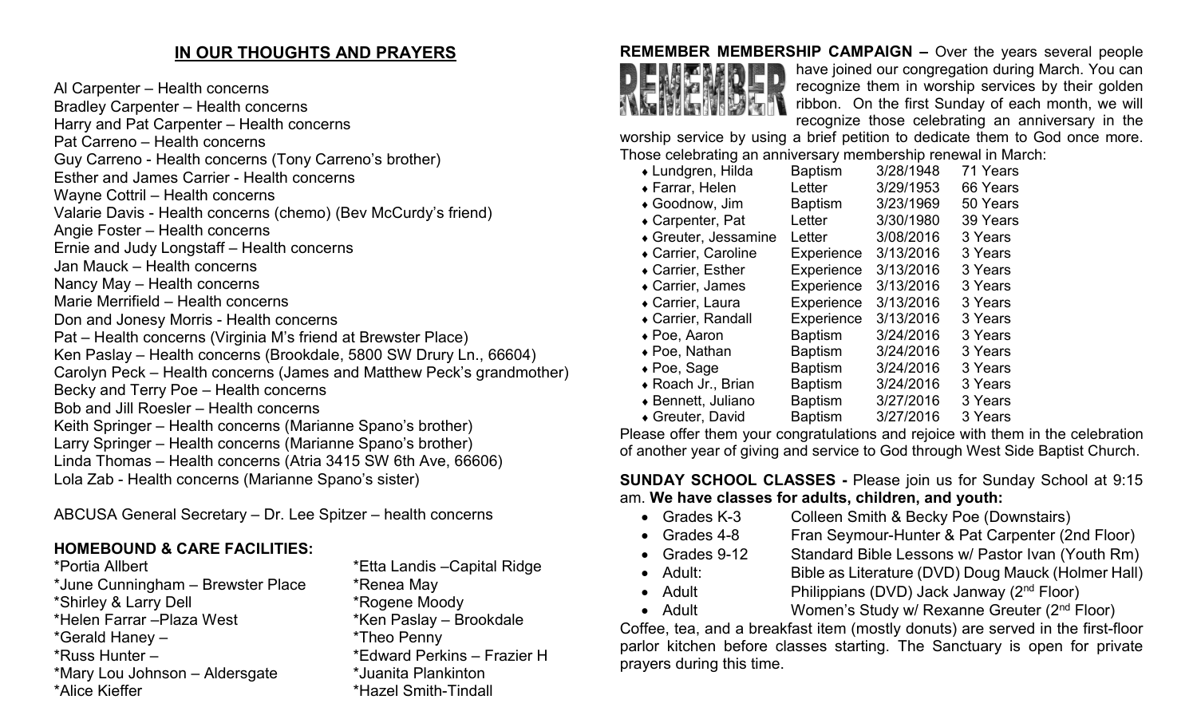## IN OUR THOUGHTS AND PRAYERS

Al Carpenter – Health concerns
Bradley Carpenter – Health concerns
Harry and Pat Carpenter – Health concerns
Pat Carreno – Health concerns
Guy Carreno - Health concerns (Tony Carreno's brother)
Esther and James Carrier - Health concerns
Wayne Cottril – Health concerns
Valarie Davis - Health concerns (chemo) (Bev McCurdy's friend)
Angie Foster – Health concerns
Ernie and Judy Longstaff – Health concerns
Jan Mauck – Health concerns
Nancy May – Health concerns
Marie Merrifield – Health concerns
Don and Jonesy Morris - Health concerns
Pat – Health concerns (Virginia M's friend at Brewster Place)
Ken Paslay – Health concerns (Brookdale, 5800 SW Drury Ln., 66604)
Carolyn Peck – Health concerns (James and Matthew Peck's grandmother)
Becky and Terry Poe – Health concerns
Bob and Jill Roesler – Health concerns
Keith Springer – Health concerns (Marianne Spano's brother)
Larry Springer – Health concerns (Marianne Spano's brother)
Linda Thomas – Health concerns (Atria 3415 SW 6th Ave, 66606)
Lola Zab - Health concerns (Marianne Spano's sister)

ABCUSA General Secretary – Dr. Lee Spitzer – health concerns

### HOMEBOUND & CARE FACILITIES:

*Portia Allbert
*June Cunningham – Brewster Place
*Shirley & Larry Dell
*Helen Farrar –Plaza West
*Gerald Haney –
*Russ Hunter –
*Mary Lou Johnson – Aldersgate
*Alice Kieffer
*Etta Landis –Capital Ridge
*Renea May
*Rogene Moody
*Ken Paslay – Brookdale
*Theo Penny
*Edward Perkins – Frazier H
*Juanita Plankinton
*Hazel Smith-Tindall

**REMEMBER MEMBERSHIP CAMPAIGN –** Over the years several people have joined our congregation during March. You can recognize them in worship services by their golden ribbon. On the first Sunday of each month, we will recognize those celebrating an anniversary in the worship service by using a brief petition to dedicate them to God once more. Those celebrating an anniversary membership renewal in March:

| Name | Type | Date | Years |
|---|---|---|---|
| ♦ Lundgren, Hilda | Baptism | 3/28/1948 | 71 Years |
| ♦ Farrar, Helen | Letter | 3/29/1953 | 66 Years |
| ♦ Goodnow, Jim | Baptism | 3/23/1969 | 50 Years |
| ♦ Carpenter, Pat | Letter | 3/30/1980 | 39 Years |
| ♦ Greuter, Jessamine | Letter | 3/08/2016 | 3 Years |
| ♦ Carrier, Caroline | Experience | 3/13/2016 | 3 Years |
| ♦ Carrier, Esther | Experience | 3/13/2016 | 3 Years |
| ♦ Carrier, James | Experience | 3/13/2016 | 3 Years |
| ♦ Carrier, Laura | Experience | 3/13/2016 | 3 Years |
| ♦ Carrier, Randall | Experience | 3/13/2016 | 3 Years |
| ♦ Poe, Aaron | Baptism | 3/24/2016 | 3 Years |
| ♦ Poe, Nathan | Baptism | 3/24/2016 | 3 Years |
| ♦ Poe, Sage | Baptism | 3/24/2016 | 3 Years |
| ♦ Roach Jr., Brian | Baptism | 3/24/2016 | 3 Years |
| ♦ Bennett, Juliano | Baptism | 3/27/2016 | 3 Years |
| ♦ Greuter, David | Baptism | 3/27/2016 | 3 Years |

Please offer them your congratulations and rejoice with them in the celebration of another year of giving and service to God through West Side Baptist Church.

**SUNDAY SCHOOL CLASSES -** Please join us for Sunday School at 9:15 am. **We have classes for adults, children, and youth:**

- Grades K-3 — Colleen Smith & Becky Poe (Downstairs)
- Grades 4-8 — Fran Seymour-Hunter & Pat Carpenter (2nd Floor)
- Grades 9-12 — Standard Bible Lessons w/ Pastor Ivan (Youth Rm)
- Adult: — Bible as Literature (DVD) Doug Mauck (Holmer Hall)
- Adult — Philippians (DVD) Jack Janway (2nd Floor)
- Adult — Women's Study w/ Rexanne Greuter (2nd Floor)

Coffee, tea, and a breakfast item (mostly donuts) are served in the first-floor parlor kitchen before classes starting. The Sanctuary is open for private prayers during this time.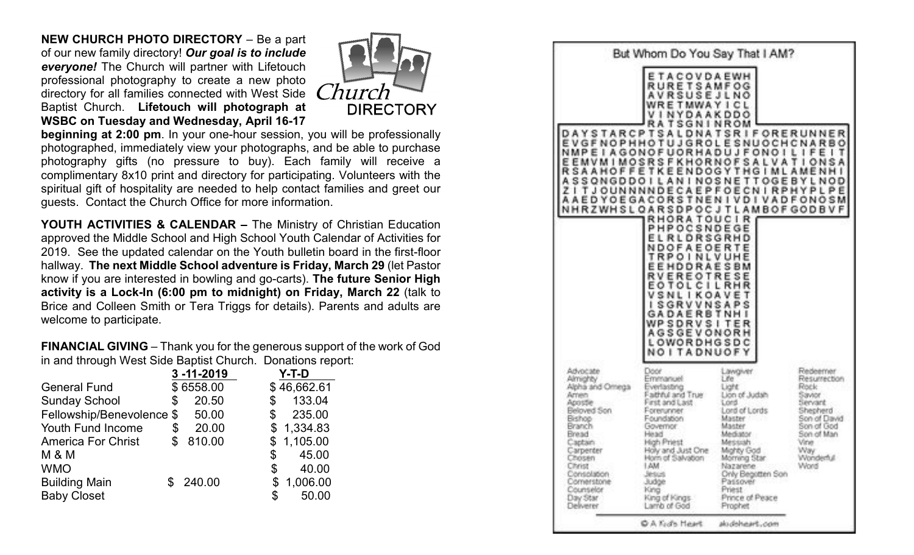**NEW CHURCH PHOTO DIRECTORY** – Be a part of our new family directory! ***Our goal is to include everyone!*** The Church will partner with Lifetouch professional photography to create a new photo directory for all families connected with West Side Baptist Church. **Lifetouch will photograph at WSBC on Tuesday and Wednesday, April 16-17 beginning at 2:00 pm**. In your one-hour session, you will be professionally photographed, immediately view your photographs, and be able to purchase photography gifts (no pressure to buy). Each family will receive a complimentary 8x10 print and directory for participating. Volunteers with the spiritual gift of hospitality are needed to help contact families and greet our guests. Contact the Church Office for more information.

Church DIRECTORY

**YOUTH ACTIVITIES & CALENDAR –** The Ministry of Christian Education approved the Middle School and High School Youth Calendar of Activities for 2019. See the updated calendar on the Youth bulletin board in the first-floor hallway. **The next Middle School adventure is Friday, March 29** (let Pastor know if you are interested in bowling and go-carts). **The future Senior High activity is a Lock-In (6:00 pm to midnight) on Friday, March 22** (talk to Brice and Colleen Smith or Tera Triggs for details). Parents and adults are welcome to participate.

**FINANCIAL GIVING** – Thank you for the generous support of the work of God in and through West Side Baptist Church. Donations report:

| | 3 -11-2019 | Y-T-D |
|---|---|---|
| General Fund | $ 6558.00 | $ 46,662.61 |
| Sunday School | $ 20.50 | $ 133.04 |
| Fellowship/Benevolence | $ 50.00 | $ 235.00 |
| Youth Fund Income | $ 20.00 | $ 1,334.83 |
| America For Christ | $ 810.00 | $ 1,105.00 |
| M & M | | $ 45.00 |
| WMO | | $ 40.00 |
| Building Main | $ 240.00 | $ 1,006.00 |
| Baby Closet | | $ 50.00 |

## But Whom Do You Say That I AM?

```
                ETACOVDAEWH
                RURETSAMFOG
                AVRSUSEJLNO
                WRETMWAYICL
                VINYDAAKDDO
                RATSGNINROM
DAYSTARCPTSALDNATSRIFORERUNNER
EVGFNOPHHOTUJGROLESNUOCHCNARBO
NMPEIAGONOFUORHADUJFONOILIFEIT
EEMVMIMOSRSFKHORNOFSALVATIONSA
RSAAHOFFETKEENDOGYTHGIMLAMENHI
ASSONGDDOILANINOSNETTOGEBYLNOD
ZITJOUNNNNDECAEPFOECNIRPHYPLPE
AAEDYOEGACORSTNENIVDIVADFONOSM
NHRZWHSLOARSDPOCJTLAMBOFGODBVF
                RHORATOUCIR
                PHPOCSNDEGE
                ELRLDRSGRHD
                NDOFAEOERTE
                TRPOINLVUHE
                EEHDDRAESBM
                RVEREOTRESE
                EOTOLCILRHR
                VSNLIKOAVET
                ISGRVVNSAPS
                GADAERBTNHI
                WPSDRVSITER
                AGSGEVONORH
                LOWORDHGSDC
                NOITADNUOFY
```

Advocate, Almighty, Alpha and Omega, Amen, Apostle, Beloved Son, Bishop, Branch, Bread, Captain, Carpenter, Chosen, Christ, Consolation, Cornerstone, Counselor, Day Star, Deliverer, Door, Emmanuel, Everlasting, Faithful and True, First and Last, Forerunner, Foundation, Governor, Head, High Priest, Holy and Just One, Horn of Salvation, I AM, Jesus, Judge, King, King of Kings, Lamb of God, Lawgiver, Life, Light, Lion of Judah, Lord, Lord of Lords, Master, Master, Mediator, Messiah, Mighty God, Morning Star, Nazarene, Only Begotten Son, Passover, Priest, Prince of Peace, Prophet, Redeemer, Resurrection, Rock, Savior, Servant, Shepherd, Son of David, Son of God, Son of Man, Vine, Way, Wonderful, Word

© A Kid's Heart akidsheart.com